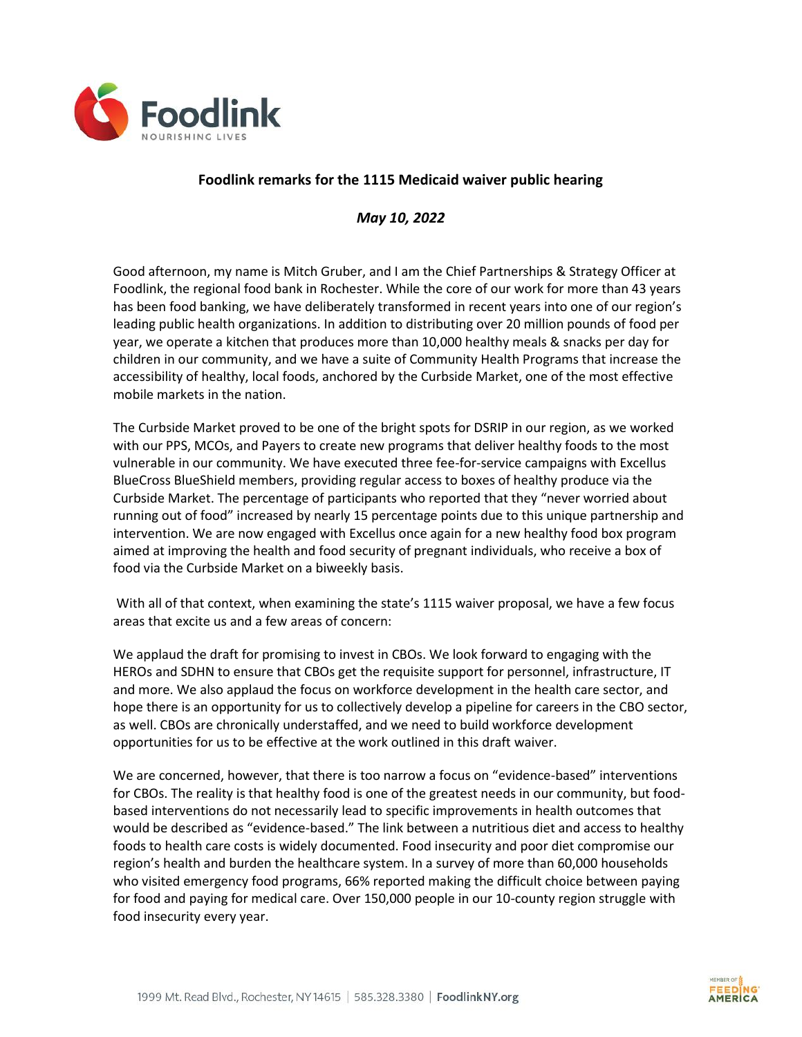**Foodlink remarks for the 1115 Medicaid waiver public hearing**

***May 10, 2022***

Good afternoon, my name is Mitch Gruber, and I am the Chief Partnerships & Strategy Officer at Foodlink, the regional food bank in Rochester. While the core of our work for more than 43 years has been food banking, we have deliberately transformed in recent years into one of our region's leading public health organizations. In addition to distributing over 20 million pounds of food per year, we operate a kitchen that produces more than 10,000 healthy meals & snacks per day for children in our community, and we have a suite of Community Health Programs that increase the accessibility of healthy, local foods, anchored by the Curbside Market, one of the most effective mobile markets in the nation.

The Curbside Market proved to be one of the bright spots for DSRIP in our region, as we worked with our PPS, MCOs, and Payers to create new programs that deliver healthy foods to the most vulnerable in our community. We have executed three fee-for-service campaigns with Excellus BlueCross BlueShield members, providing regular access to boxes of healthy produce via the Curbside Market. The percentage of participants who reported that they "never worried about running out of food" increased by nearly 15 percentage points due to this unique partnership and intervention. We are now engaged with Excellus once again for a new healthy food box program aimed at improving the health and food security of pregnant individuals, who receive a box of food via the Curbside Market on a biweekly basis.

With all of that context, when examining the state's 1115 waiver proposal, we have a few focus areas that excite us and a few areas of concern:

We applaud the draft for promising to invest in CBOs. We look forward to engaging with the HEROs and SDHN to ensure that CBOs get the requisite support for personnel, infrastructure, IT and more. We also applaud the focus on workforce development in the health care sector, and hope there is an opportunity for us to collectively develop a pipeline for careers in the CBO sector, as well. CBOs are chronically understaffed, and we need to build workforce development opportunities for us to be effective at the work outlined in this draft waiver.

We are concerned, however, that there is too narrow a focus on "evidence-based" interventions for CBOs. The reality is that healthy food is one of the greatest needs in our community, but food-based interventions do not necessarily lead to specific improvements in health outcomes that would be described as "evidence-based." The link between a nutritious diet and access to healthy foods to health care costs is widely documented. Food insecurity and poor diet compromise our region's health and burden the healthcare system. In a survey of more than 60,000 households who visited emergency food programs, 66% reported making the difficult choice between paying for food and paying for medical care. Over 150,000 people in our 10-county region struggle with food insecurity every year.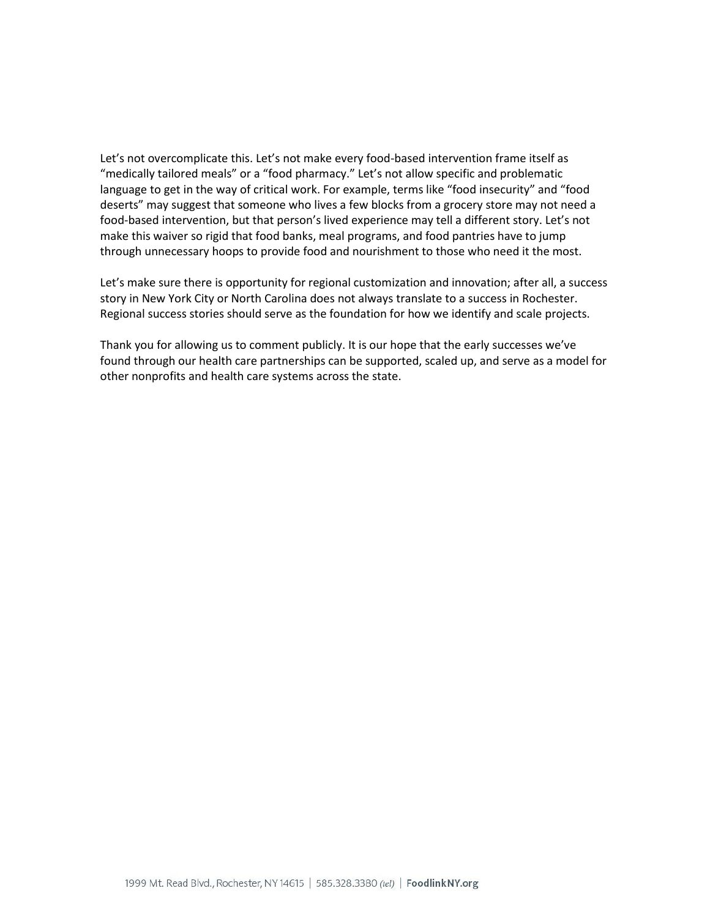Let's not overcomplicate this. Let's not make every food-based intervention frame itself as "medically tailored meals" or a "food pharmacy." Let's not allow specific and problematic language to get in the way of critical work. For example, terms like "food insecurity" and "food deserts" may suggest that someone who lives a few blocks from a grocery store may not need a food-based intervention, but that person's lived experience may tell a different story. Let's not make this waiver so rigid that food banks, meal programs, and food pantries have to jump through unnecessary hoops to provide food and nourishment to those who need it the most.

Let's make sure there is opportunity for regional customization and innovation; after all, a success story in New York City or North Carolina does not always translate to a success in Rochester. Regional success stories should serve as the foundation for how we identify and scale projects.

Thank you for allowing us to comment publicly. It is our hope that the early successes we've found through our health care partnerships can be supported, scaled up, and serve as a model for other nonprofits and health care systems across the state.

1999 Mt. Read Blvd., Rochester, NY 14615 | 585.328.3380 *(tel)* | **FoodlinkNY.org**